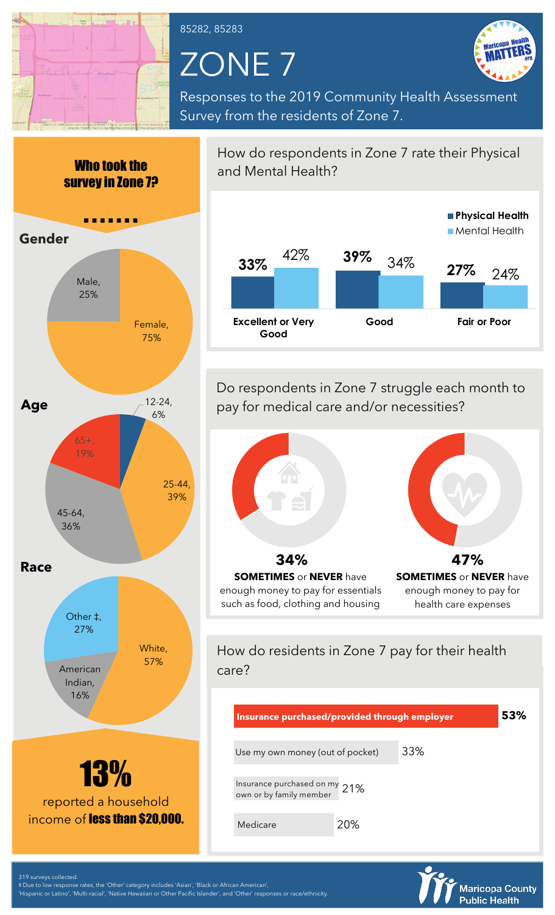85282, 85283

# ZONE 7

Responses to the 2019 Community Health Assessment Survey from the residents of Zone 7.

## Who took the survey in Zone 7?

### Gender

| Gender | Percent |
| --- | --- |
| Female | 75% |
| Male | 25% |

### Age

| Age | Percent |
| --- | --- |
| 12-24 | 6% |
| 25-44 | 39% |
| 45-64 | 36% |
| 65+ | 19% |

### Race

| Race | Percent |
| --- | --- |
| White | 57% |
| American Indian | 16% |
| Other ‡ | 27% |

# 13%

reported a household income of **less than $20,000.**

## How do respondents in Zone 7 rate their Physical and Mental Health?

| | Physical Health | Mental Health |
| --- | --- | --- |
| Excellent or Very Good | 33% | 42% |
| Good | 39% | 34% |
| Fair or Poor | 27% | 24% |

## Do respondents in Zone 7 struggle each month to pay for medical care and/or necessities?

**34%**
**SOMETIMES** or **NEVER** have enough money to pay for essentials such as food, clothing and housing

**47%**
**SOMETIMES** or **NEVER** have enough money to pay for health care expenses

## How do residents in Zone 7 pay for their health care?

| Payment method | Percent |
| --- | --- |
| **Insurance purchased/provided through employer** | **53%** |
| Use my own money (out of pocket) | 33% |
| Insurance purchased on my own or by family member | 21% |
| Medicare | 20% |

319 surveys collected.
‡ Due to low response rates, the 'Other' category includes 'Asian', 'Black or African American', 'Hispanic or Latino', 'Multi-racial', 'Native Hawaiian or Other Pacific Islander', and 'Other' responses or race/ethnicity.

Maricopa County Public Health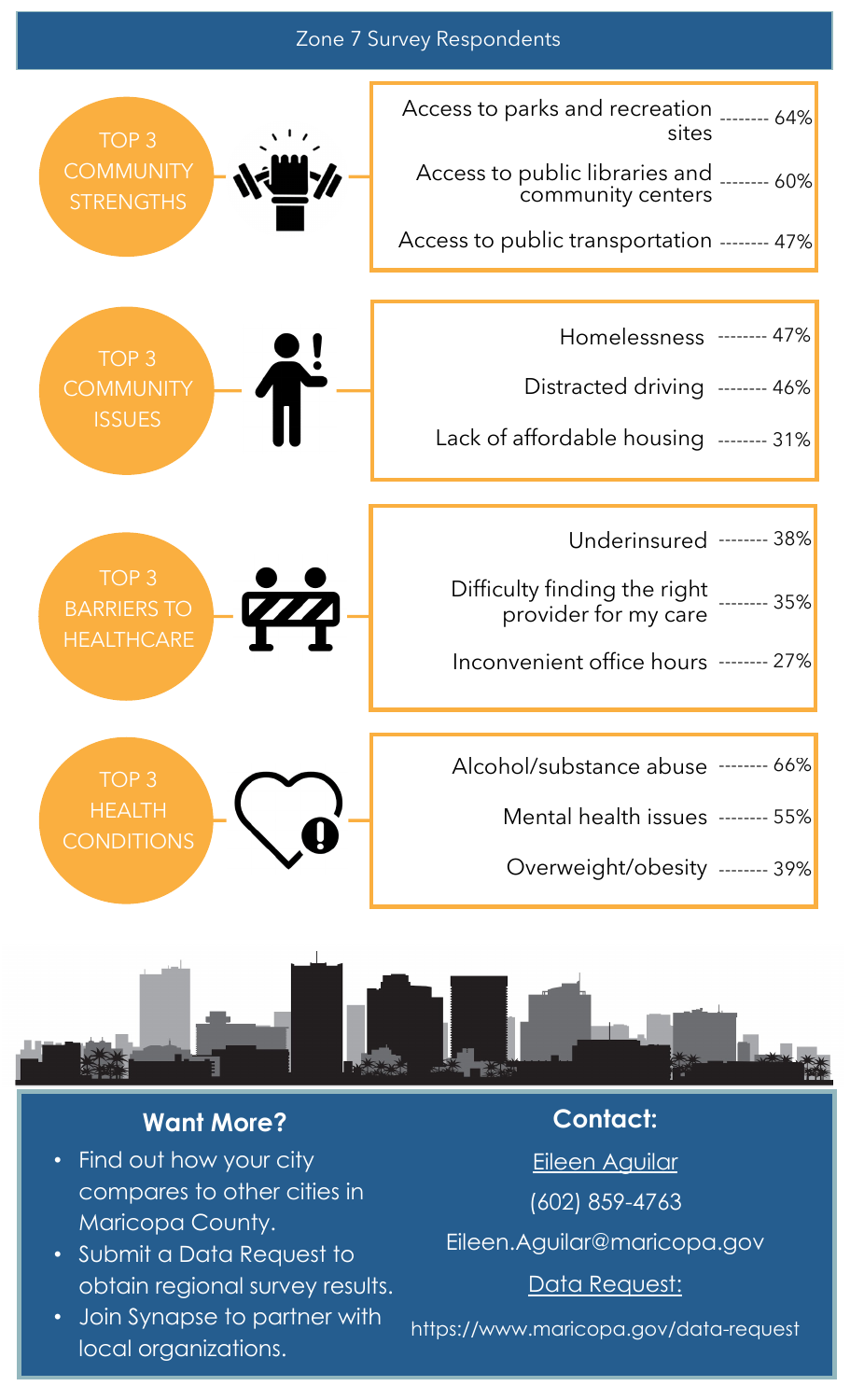## Zone 7 Survey Respondents

### TOP 3 COMMUNITY STRENGTHS

- Access to parks and recreation sites -------- 64%
- Access to public libraries and community centers -------- 60%
- Access to public transportation -------- 47%

### TOP 3 COMMUNITY ISSUES

- Homelessness -------- 47%
- Distracted driving -------- 46%
- Lack of affordable housing -------- 31%

### TOP 3 BARRIERS TO HEALTHCARE

- Underinsured -------- 38%
- Difficulty finding the right provider for my care -------- 35%
- Inconvenient office hours -------- 27%

### TOP 3 HEALTH CONDITIONS

- Alcohol/substance abuse -------- 66%
- Mental health issues -------- 55%
- Overweight/obesity -------- 39%

**Want More?**

- Find out how your city compares to other cities in Maricopa County.
- Submit a Data Request to obtain regional survey results.
- Join Synapse to partner with local organizations.

**Contact:**

Eileen Aguilar

(602) 859-4763

Eileen.Aguilar@maricopa.gov

Data Request:

https://www.maricopa.gov/data-request